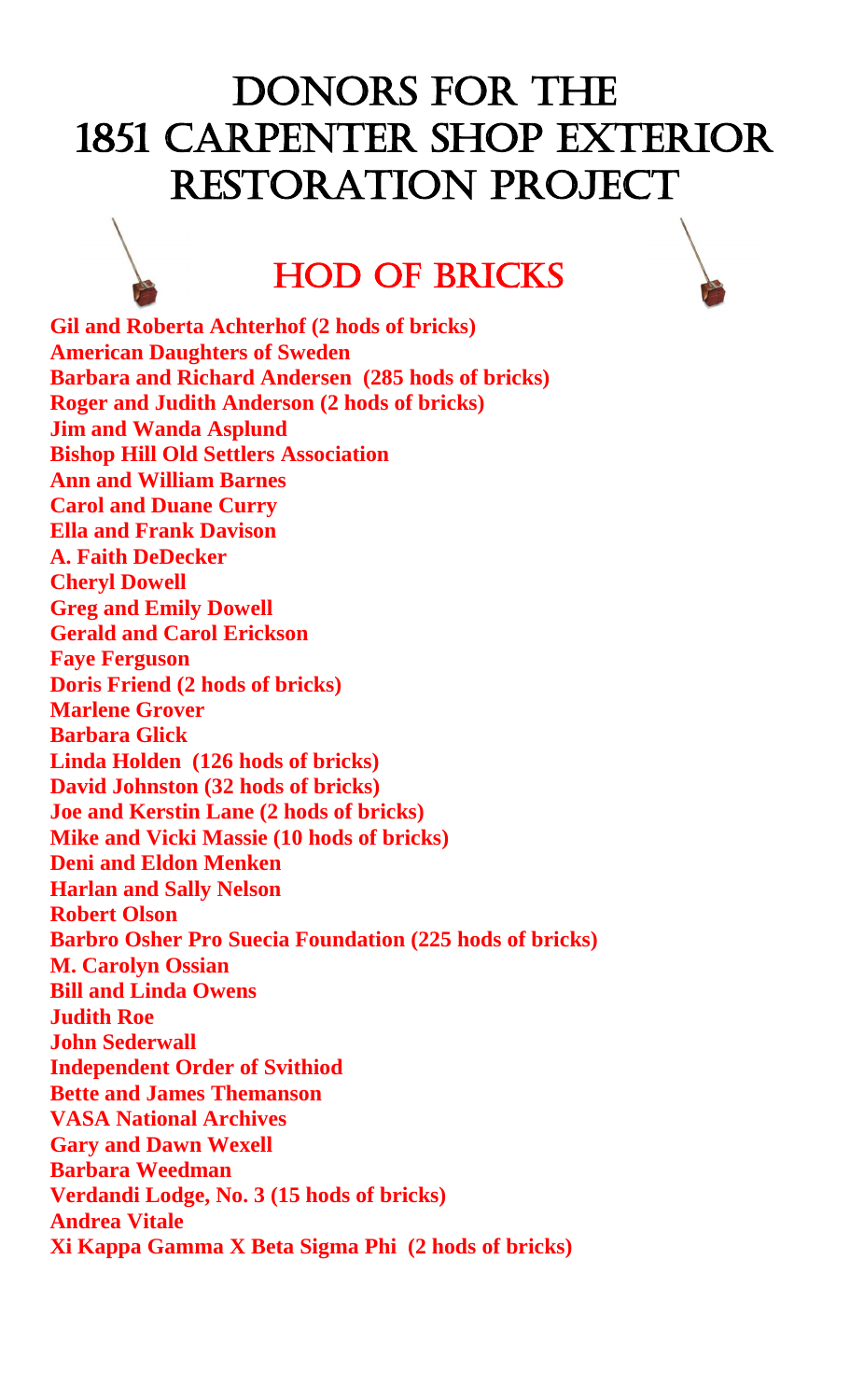# DONORS FOR THE 1851 CARPENTER SHOP EXTERIOR RESTORATION PROJECT

## HOD OF BRICKS

**Gil and Roberta Achterhof (2 hods of bricks)**
**American Daughters of Sweden**
**Barbara and Richard Andersen (285 hods of bricks)**
**Roger and Judith Anderson (2 hods of bricks)**
**Jim and Wanda Asplund**
**Bishop Hill Old Settlers Association**
**Ann and William Barnes**
**Carol and Duane Curry**
**Ella and Frank Davison**
**A. Faith DeDecker**
**Cheryl Dowell**
**Greg and Emily Dowell**
**Gerald and Carol Erickson**
**Faye Ferguson**
**Doris Friend (2 hods of bricks)**
**Marlene Grover**
**Barbara Glick**
**Linda Holden (126 hods of bricks)**
**David Johnston (32 hods of bricks)**
**Joe and Kerstin Lane (2 hods of bricks)**
**Mike and Vicki Massie (10 hods of bricks)**
**Deni and Eldon Menken**
**Harlan and Sally Nelson**
**Robert Olson**
**Barbro Osher Pro Suecia Foundation (225 hods of bricks)**
**M. Carolyn Ossian**
**Bill and Linda Owens**
**Judith Roe**
**John Sederwall**
**Independent Order of Svithiod**
**Bette and James Themanson**
**VASA National Archives**
**Gary and Dawn Wexell**
**Barbara Weedman**
**Verdandi Lodge, No. 3 (15 hods of bricks)**
**Andrea Vitale**
**Xi Kappa Gamma X Beta Sigma Phi (2 hods of bricks)**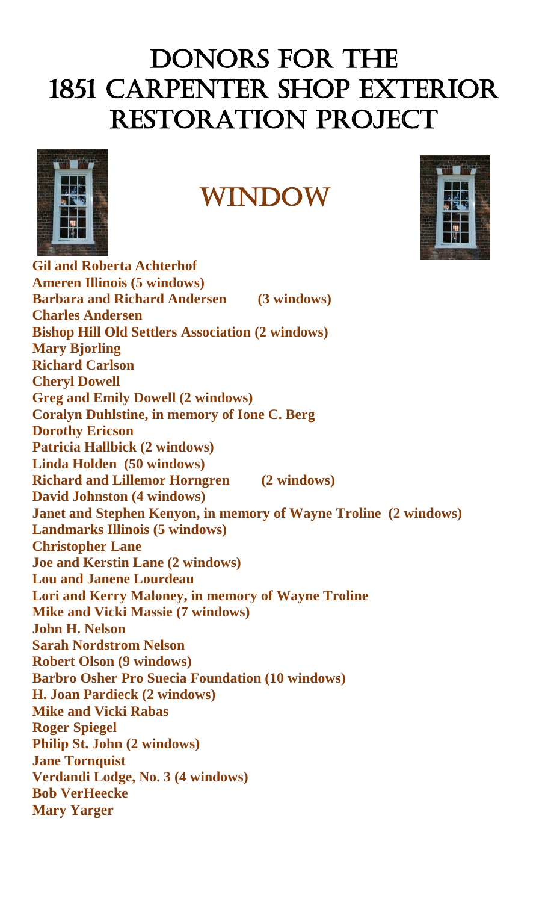# Donors for the 1851 Carpenter Shop Exterior Restoration Project

## Window

**Gil and Roberta Achterhof**
**Ameren Illinois (5 windows)**
**Barbara and Richard Andersen (3 windows)**
**Charles Andersen**
**Bishop Hill Old Settlers Association (2 windows)**
**Mary Bjorling**
**Richard Carlson**
**Cheryl Dowell**
**Greg and Emily Dowell (2 windows)**
**Coralyn Duhlstine, in memory of Ione C. Berg**
**Dorothy Ericson**
**Patricia Hallbick (2 windows)**
**Linda Holden (50 windows)**
**Richard and Lillemor Horngren (2 windows)**
**David Johnston (4 windows)**
**Janet and Stephen Kenyon, in memory of Wayne Troline (2 windows)**
**Landmarks Illinois (5 windows)**
**Christopher Lane**
**Joe and Kerstin Lane (2 windows)**
**Lou and Janene Lourdeau**
**Lori and Kerry Maloney, in memory of Wayne Troline**
**Mike and Vicki Massie (7 windows)**
**John H. Nelson**
**Sarah Nordstrom Nelson**
**Robert Olson (9 windows)**
**Barbro Osher Pro Suecia Foundation (10 windows)**
**H. Joan Pardieck (2 windows)**
**Mike and Vicki Rabas**
**Roger Spiegel**
**Philip St. John (2 windows)**
**Jane Tornquist**
**Verdandi Lodge, No. 3 (4 windows)**
**Bob VerHeecke**
**Mary Yarger**